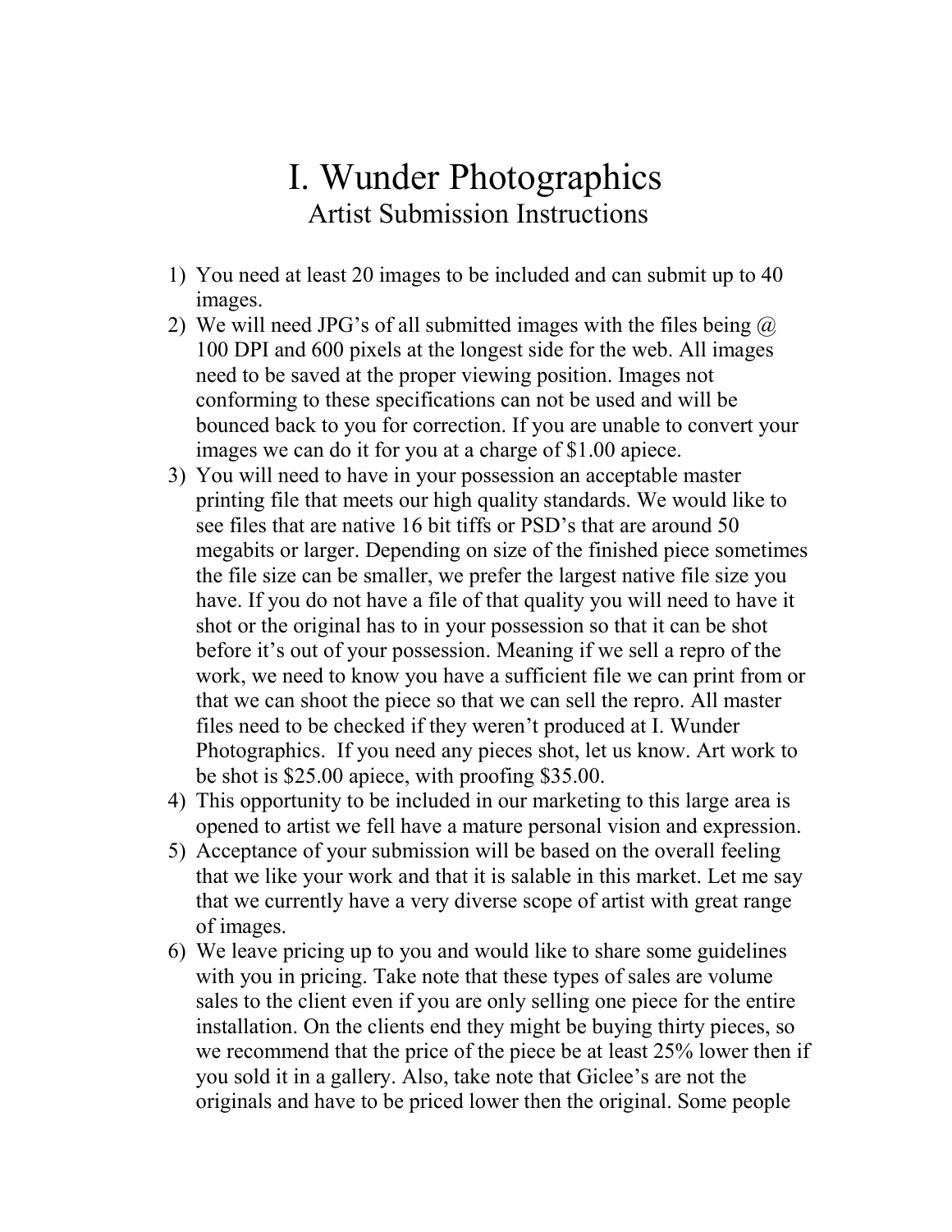# I. Wunder Photographics

## Artist Submission Instructions

1) You need at least 20 images to be included and can submit up to 40 images.
2) We will need JPG's of all submitted images with the files being @ 100 DPI and 600 pixels at the longest side for the web. All images need to be saved at the proper viewing position. Images not conforming to these specifications can not be used and will be bounced back to you for correction. If you are unable to convert your images we can do it for you at a charge of $1.00 apiece.
3) You will need to have in your possession an acceptable master printing file that meets our high quality standards. We would like to see files that are native 16 bit tiffs or PSD's that are around 50 megabits or larger. Depending on size of the finished piece sometimes the file size can be smaller, we prefer the largest native file size you have. If you do not have a file of that quality you will need to have it shot or the original has to in your possession so that it can be shot before it's out of your possession. Meaning if we sell a repro of the work, we need to know you have a sufficient file we can print from or that we can shoot the piece so that we can sell the repro. All master files need to be checked if they weren't produced at I. Wunder Photographics. If you need any pieces shot, let us know. Art work to be shot is $25.00 apiece, with proofing $35.00.
4) This opportunity to be included in our marketing to this large area is opened to artist we fell have a mature personal vision and expression.
5) Acceptance of your submission will be based on the overall feeling that we like your work and that it is salable in this market. Let me say that we currently have a very diverse scope of artist with great range of images.
6) We leave pricing up to you and would like to share some guidelines with you in pricing. Take note that these types of sales are volume sales to the client even if you are only selling one piece for the entire installation. On the clients end they might be buying thirty pieces, so we recommend that the price of the piece be at least 25% lower then if you sold it in a gallery. Also, take note that Giclee's are not the originals and have to be priced lower then the original. Some people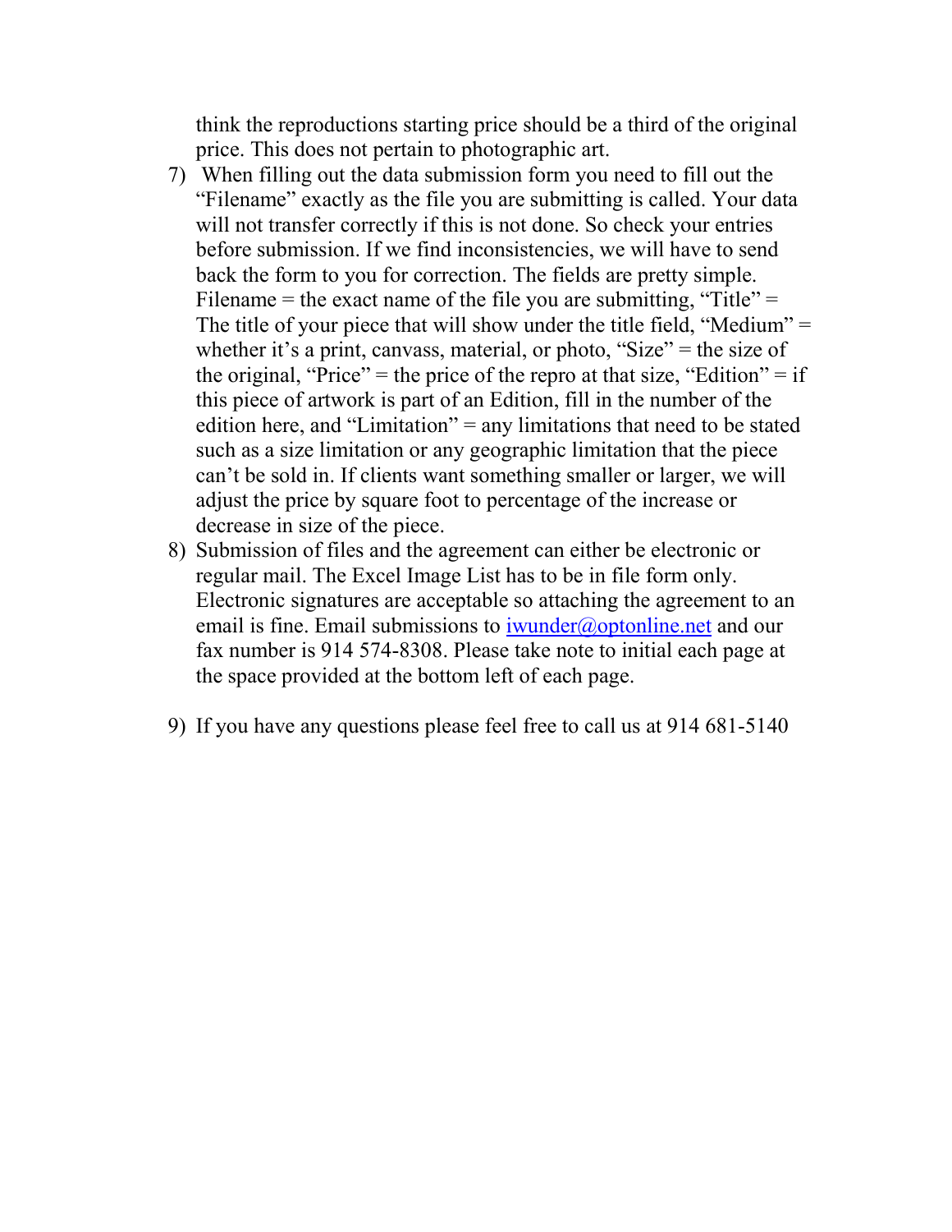think the reproductions starting price should be a third of the original price. This does not pertain to photographic art.

7) When filling out the data submission form you need to fill out the "Filename" exactly as the file you are submitting is called. Your data will not transfer correctly if this is not done. So check your entries before submission. If we find inconsistencies, we will have to send back the form to you for correction. The fields are pretty simple. Filename = the exact name of the file you are submitting, "Title" = The title of your piece that will show under the title field, "Medium" = whether it's a print, canvass, material, or photo, "Size" = the size of the original, "Price" = the price of the repro at that size, "Edition" = if this piece of artwork is part of an Edition, fill in the number of the edition here, and "Limitation" = any limitations that need to be stated such as a size limitation or any geographic limitation that the piece can't be sold in. If clients want something smaller or larger, we will adjust the price by square foot to percentage of the increase or decrease in size of the piece.
8) Submission of files and the agreement can either be electronic or regular mail. The Excel Image List has to be in file form only. Electronic signatures are acceptable so attaching the agreement to an email is fine. Email submissions to iwunder@optonline.net and our fax number is 914 574-8308. Please take note to initial each page at the space provided at the bottom left of each page.

9) If you have any questions please feel free to call us at 914 681-5140